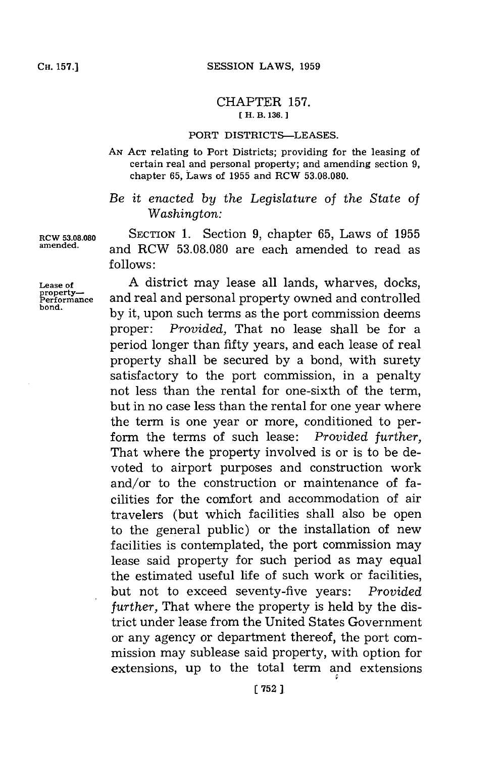# CHAPTER 157.

[ H. B. 136. ]

## PORT DISTRICTS—LEASES.

AN ACT relating to Port Districts; providing for the leasing of certain real and personal property; and amending section 9, chapter 65, Laws of 1955 and RCW 53.08.080.

*Be it enacted by the Legislature of the State of Washington:*

RCW 53.08.080 amended.

SECTION 1. Section 9, chapter 65, Laws of 1955 and RCW 53.08.080 are each amended to read as follows:

Lease of property—Performance bond.

A district may lease all lands, wharves, docks, and real and personal property owned and controlled by it, upon such terms as the port commission deems proper: *Provided,* That no lease shall be for a period longer than fifty years, and each lease of real property shall be secured by a bond, with surety satisfactory to the port commission, in a penalty not less than the rental for one-sixth of the term, but in no case less than the rental for one year where the term is one year or more, conditioned to perform the terms of such lease: *Provided further,* That where the property involved is or is to be devoted to airport purposes and construction work and/or to the construction or maintenance of facilities for the comfort and accommodation of air travelers (but which facilities shall also be open to the general public) or the installation of new facilities is contemplated, the port commission may lease said property for such period as may equal the estimated useful life of such work or facilities, but not to exceed seventy-five years: *Provided further,* That where the property is held by the district under lease from the United States Government or any agency or department thereof, the port commission may sublease said property, with option for extensions, up to the total term and extensions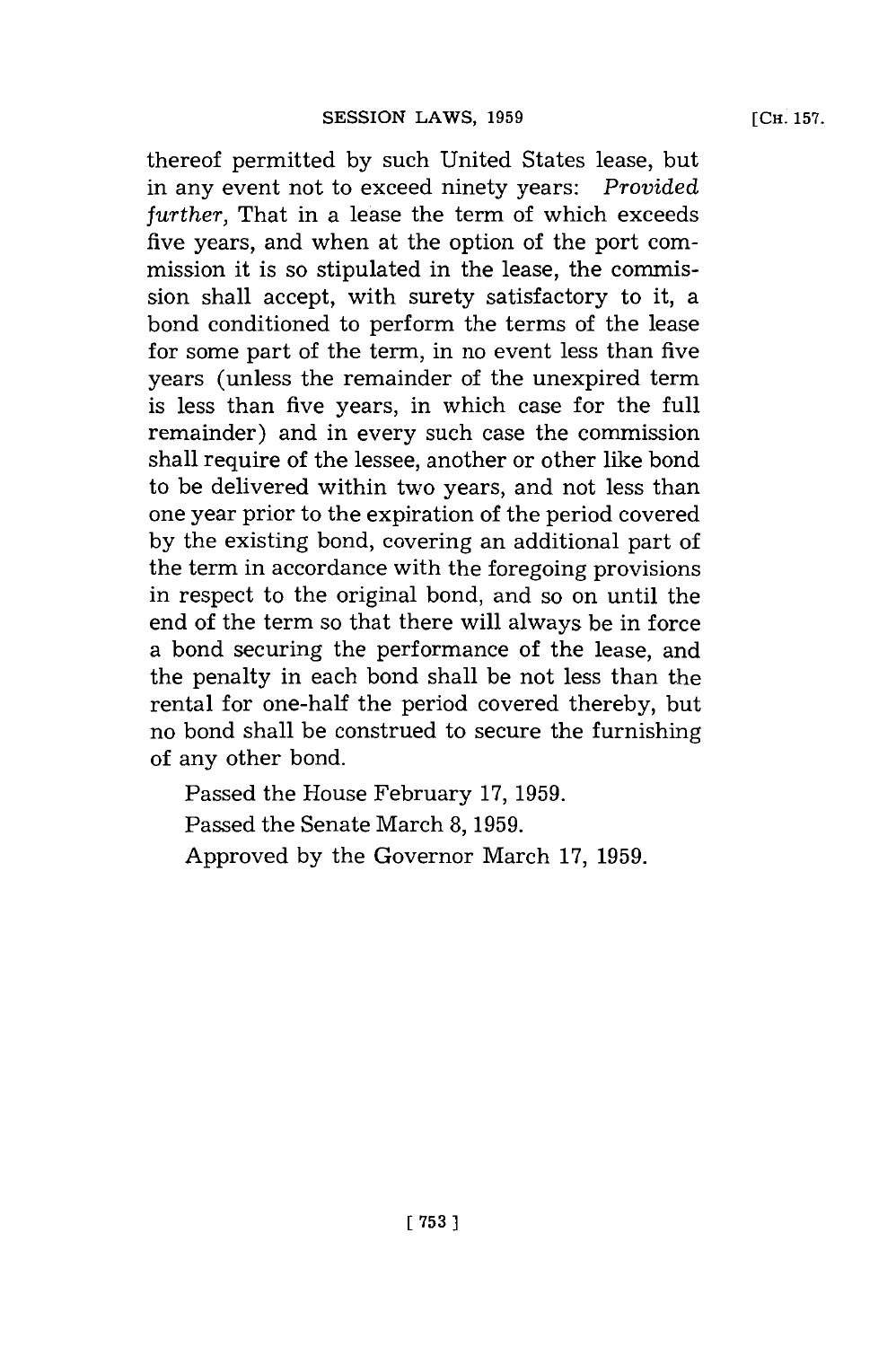thereof permitted by such United States lease, but in any event not to exceed ninety years: *Provided further*, That in a lease the term of which exceeds five years, and when at the option of the port commission it is so stipulated in the lease, the commission shall accept, with surety satisfactory to it, a bond conditioned to perform the terms of the lease for some part of the term, in no event less than five years (unless the remainder of the unexpired term is less than five years, in which case for the full remainder) and in every such case the commission shall require of the lessee, another or other like bond to be delivered within two years, and not less than one year prior to the expiration of the period covered by the existing bond, covering an additional part of the term in accordance with the foregoing provisions in respect to the original bond, and so on until the end of the term so that there will always be in force a bond securing the performance of the lease, and the penalty in each bond shall be not less than the rental for one-half the period covered thereby, but no bond shall be construed to secure the furnishing of any other bond.

Passed the House February 17, 1959.

Passed the Senate March 8, 1959.

Approved by the Governor March 17, 1959.